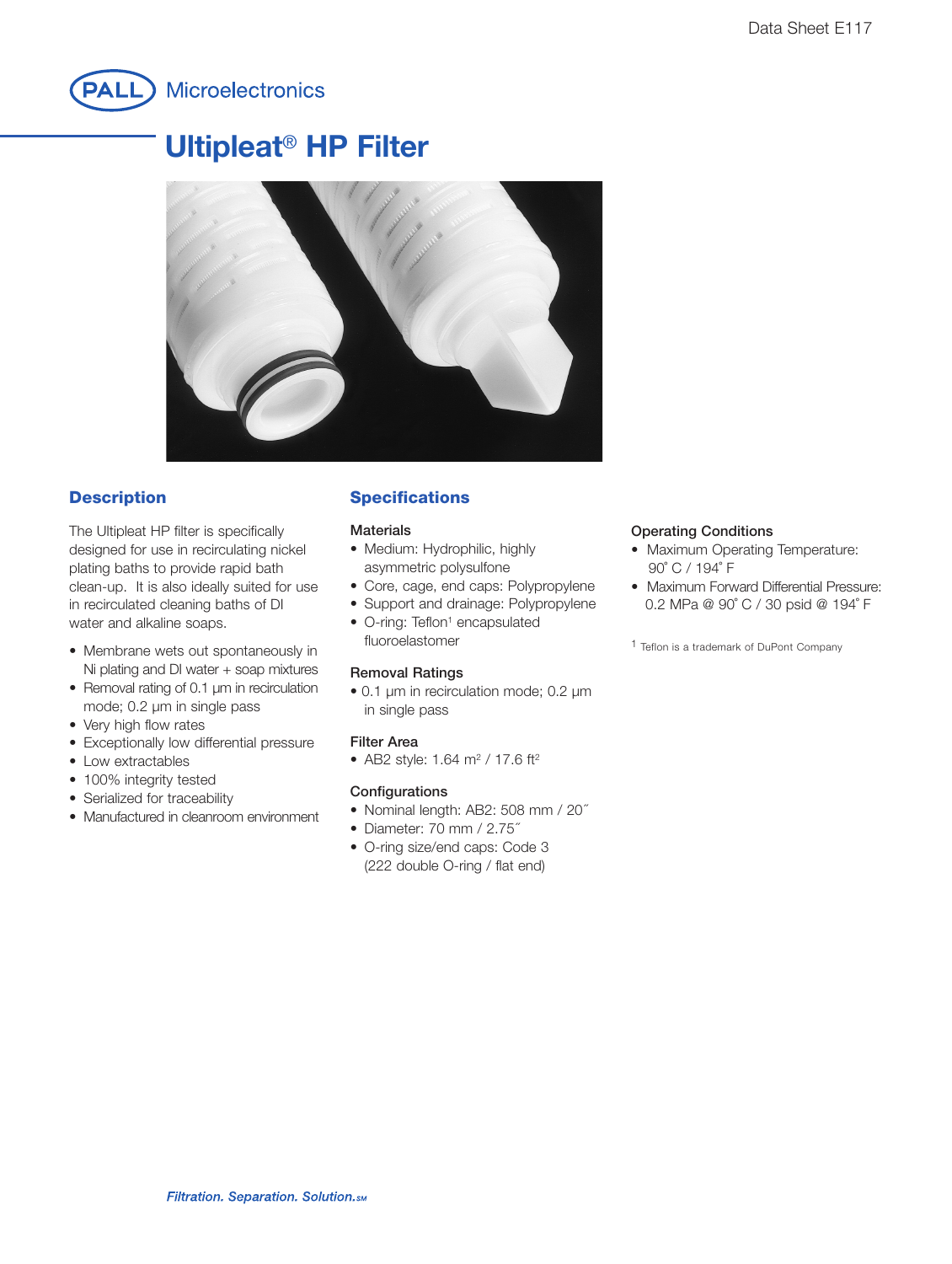Data Sheet E117

PALL Microelectronics

# Ultipleat® HP Filter

## Description

The Ultipleat HP filter is specifically designed for use in recirculating nickel plating baths to provide rapid bath clean-up. It is also ideally suited for use in recirculated cleaning baths of DI water and alkaline soaps.

- Membrane wets out spontaneously in Ni plating and DI water + soap mixtures
- Removal rating of 0.1 µm in recirculation mode; 0.2 µm in single pass
- Very high flow rates
- Exceptionally low differential pressure
- Low extractables
- 100% integrity tested
- Serialized for traceability
- Manufactured in cleanroom environment

## Specifications

**Materials**

- Medium: Hydrophilic, highly asymmetric polysulfone
- Core, cage, end caps: Polypropylene
- Support and drainage: Polypropylene
- O-ring: Teflon[1] encapsulated fluoroelastomer

**Removal Ratings**

- 0.1 µm in recirculation mode; 0.2 µm in single pass

**Filter Area**

- AB2 style: 1.64 $m^2$ / 17.6 $ft^2$

**Configurations**

- Nominal length: AB2: 508 mm / 20˝
- Diameter: 70 mm / 2.75˝
- O-ring size/end caps: Code 3 (222 double O-ring / flat end)

**Operating Conditions**

- Maximum Operating Temperature: 90˚ C / 194˚ F
- Maximum Forward Differential Pressure: 0.2 MPa @ 90˚ C / 30 psid @ 194˚ F

[1] Teflon is a trademark of DuPont Company

*Filtration. Separation. Solution.SM*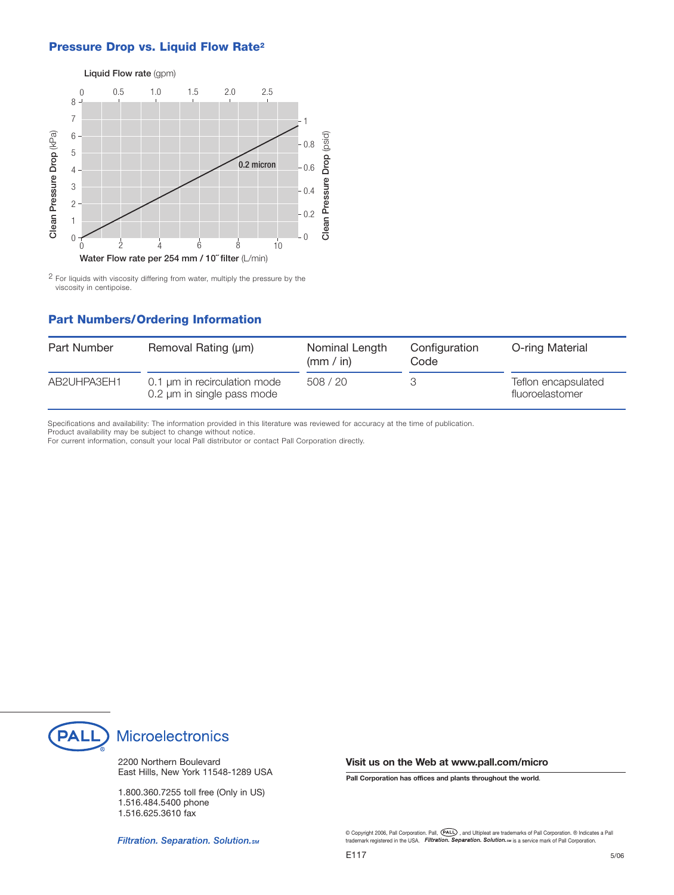## Pressure Drop vs. Liquid Flow Rate[2]

Liquid Flow rate (gpm)

0 0.5 1.0 1.5 2.0 2.5

Clean Pressure Drop (kPa)

0 1 2 3 4 5 6 7 8

Clean Pressure Drop (psid)

0 0.2 0.4 0.6 0.8 1

0.2 micron

0 2 4 6 8 10

Water Flow rate per 254 mm / 10˝ filter (L/min)

[2] For liquids with viscosity differing from water, multiply the pressure by the viscosity in centipoise.

## Part Numbers/Ordering Information

| Part Number | Removal Rating (µm) | Nominal Length (mm / in) | Configuration Code | O-ring Material |
|---|---|---|---|---|
| AB2UHPA3EH1 | 0.1 µm in recirculation mode<br>0.2 µm in single pass mode | 508 / 20 | 3 | Teflon encapsulated fluoroelastomer |

Specifications and availability: The information provided in this literature was reviewed for accuracy at the time of publication.
Product availability may be subject to change without notice.
For current information, consult your local Pall distributor or contact Pall Corporation directly.

PALL Microelectronics

2200 Northern Boulevard
East Hills, New York 11548-1289 USA

1.800.360.7255 toll free (Only in US)
1.516.484.5400 phone
1.516.625.3610 fax

*Filtration. Separation. Solution.SM*

**Visit us on the Web at www.pall.com/micro**

**Pall Corporation has offices and plants throughout the world.**

© Copyright 2006, Pall Corporation. Pall, PALL, and Ultipleat are trademarks of Pall Corporation. ® Indicates a Pall trademark registered in the USA. *Filtration. Separation. Solution.SM* is a service mark of Pall Corporation.

E117 5/06